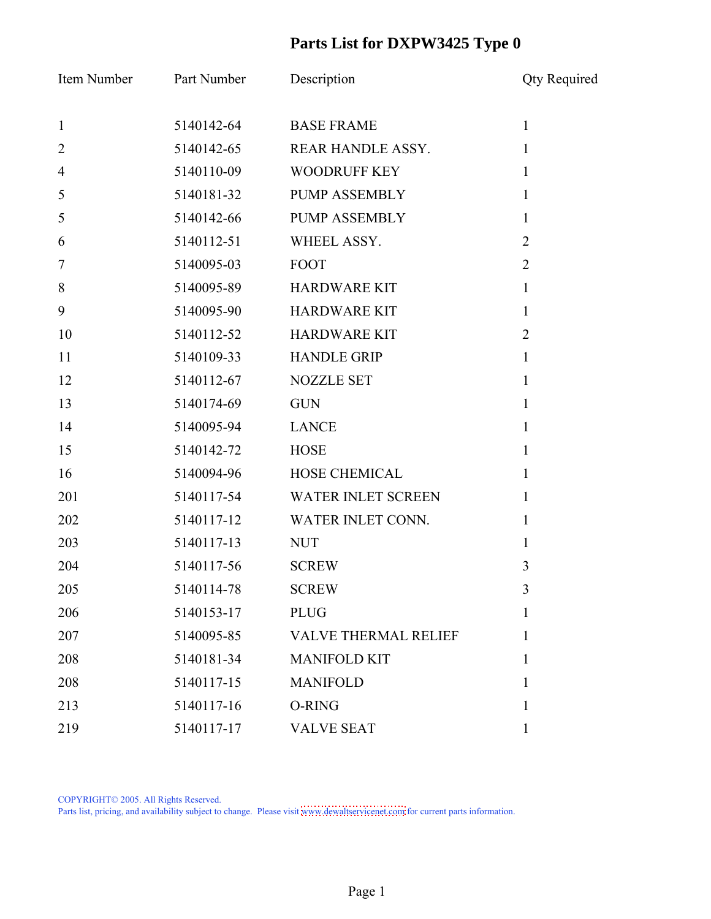# Parts List for DXPW3425 Type 0

| Item Number | Part Number | Description | Qty Required |
|---|---|---|---|
| 1 | 5140142-64 | BASE FRAME | 1 |
| 2 | 5140142-65 | REAR HANDLE ASSY. | 1 |
| 4 | 5140110-09 | WOODRUFF KEY | 1 |
| 5 | 5140181-32 | PUMP ASSEMBLY | 1 |
| 5 | 5140142-66 | PUMP ASSEMBLY | 1 |
| 6 | 5140112-51 | WHEEL ASSY. | 2 |
| 7 | 5140095-03 | FOOT | 2 |
| 8 | 5140095-89 | HARDWARE KIT | 1 |
| 9 | 5140095-90 | HARDWARE KIT | 1 |
| 10 | 5140112-52 | HARDWARE KIT | 2 |
| 11 | 5140109-33 | HANDLE GRIP | 1 |
| 12 | 5140112-67 | NOZZLE SET | 1 |
| 13 | 5140174-69 | GUN | 1 |
| 14 | 5140095-94 | LANCE | 1 |
| 15 | 5140142-72 | HOSE | 1 |
| 16 | 5140094-96 | HOSE CHEMICAL | 1 |
| 201 | 5140117-54 | WATER INLET SCREEN | 1 |
| 202 | 5140117-12 | WATER INLET CONN. | 1 |
| 203 | 5140117-13 | NUT | 1 |
| 204 | 5140117-56 | SCREW | 3 |
| 205 | 5140114-78 | SCREW | 3 |
| 206 | 5140153-17 | PLUG | 1 |
| 207 | 5140095-85 | VALVE THERMAL RELIEF | 1 |
| 208 | 5140181-34 | MANIFOLD KIT | 1 |
| 208 | 5140117-15 | MANIFOLD | 1 |
| 213 | 5140117-16 | O-RING | 1 |
| 219 | 5140117-17 | VALVE SEAT | 1 |

COPYRIGHT© 2005. All Rights Reserved.
Parts list, pricing, and availability subject to change. Please visit www.dewaltservicenet.com for current parts information.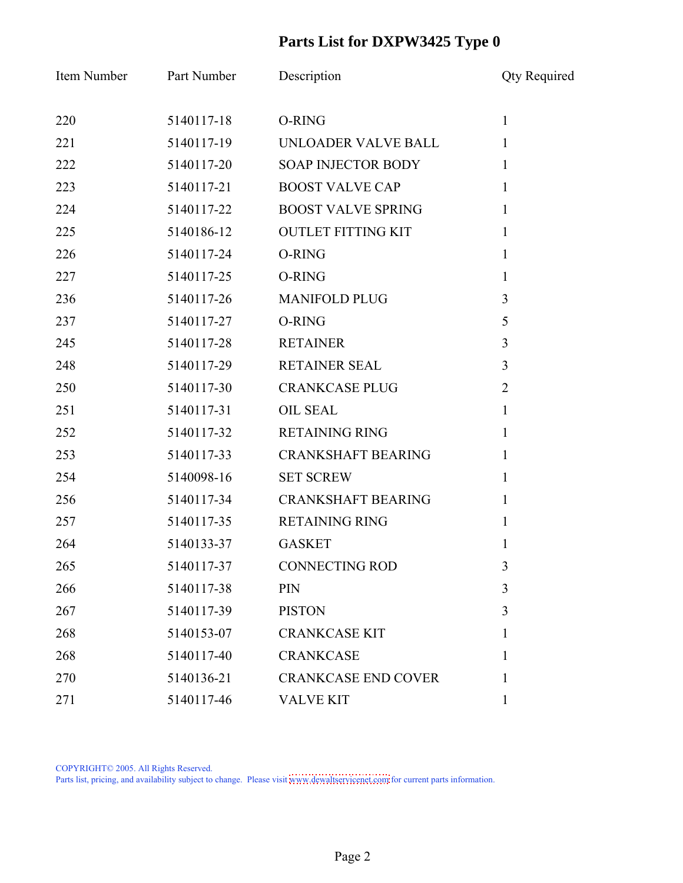# Parts List for DXPW3425 Type 0

| Item Number | Part Number | Description | Qty Required |
|---|---|---|---|
| 220 | 5140117-18 | O-RING | 1 |
| 221 | 5140117-19 | UNLOADER VALVE BALL | 1 |
| 222 | 5140117-20 | SOAP INJECTOR BODY | 1 |
| 223 | 5140117-21 | BOOST VALVE CAP | 1 |
| 224 | 5140117-22 | BOOST VALVE SPRING | 1 |
| 225 | 5140186-12 | OUTLET FITTING KIT | 1 |
| 226 | 5140117-24 | O-RING | 1 |
| 227 | 5140117-25 | O-RING | 1 |
| 236 | 5140117-26 | MANIFOLD PLUG | 3 |
| 237 | 5140117-27 | O-RING | 5 |
| 245 | 5140117-28 | RETAINER | 3 |
| 248 | 5140117-29 | RETAINER SEAL | 3 |
| 250 | 5140117-30 | CRANKCASE PLUG | 2 |
| 251 | 5140117-31 | OIL SEAL | 1 |
| 252 | 5140117-32 | RETAINING RING | 1 |
| 253 | 5140117-33 | CRANKSHAFT BEARING | 1 |
| 254 | 5140098-16 | SET SCREW | 1 |
| 256 | 5140117-34 | CRANKSHAFT BEARING | 1 |
| 257 | 5140117-35 | RETAINING RING | 1 |
| 264 | 5140133-37 | GASKET | 1 |
| 265 | 5140117-37 | CONNECTING ROD | 3 |
| 266 | 5140117-38 | PIN | 3 |
| 267 | 5140117-39 | PISTON | 3 |
| 268 | 5140153-07 | CRANKCASE KIT | 1 |
| 268 | 5140117-40 | CRANKCASE | 1 |
| 270 | 5140136-21 | CRANKCASE END COVER | 1 |
| 271 | 5140117-46 | VALVE KIT | 1 |

COPYRIGHT© 2005. All Rights Reserved.
Parts list, pricing, and availability subject to change. Please visit www.dewaltservicenet.com for current parts information.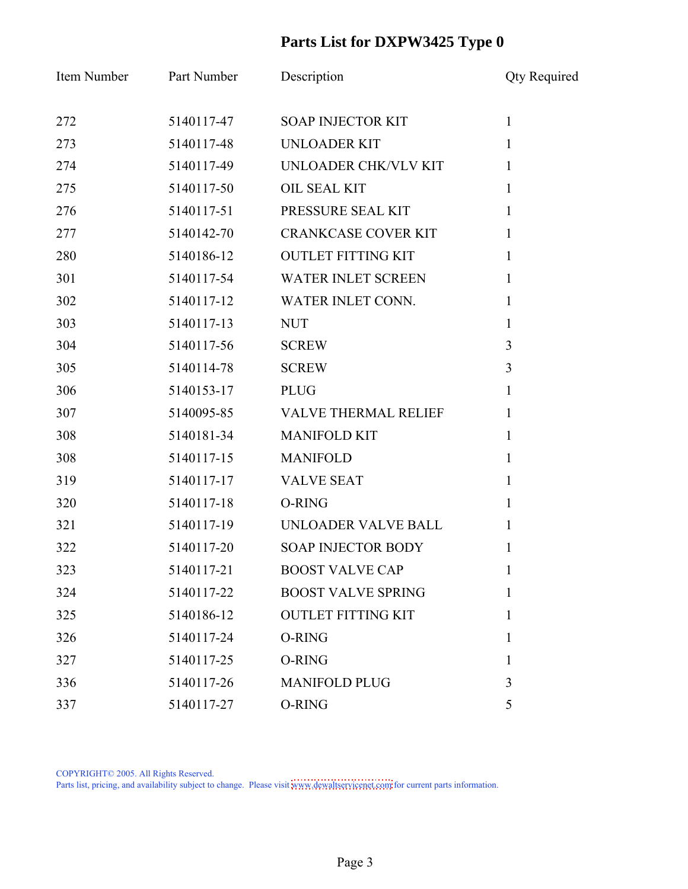# Parts List for DXPW3425 Type 0

| Item Number | Part Number | Description | Qty Required |
|---|---|---|---|
| 272 | 5140117-47 | SOAP INJECTOR KIT | 1 |
| 273 | 5140117-48 | UNLOADER KIT | 1 |
| 274 | 5140117-49 | UNLOADER CHK/VLV KIT | 1 |
| 275 | 5140117-50 | OIL SEAL KIT | 1 |
| 276 | 5140117-51 | PRESSURE SEAL KIT | 1 |
| 277 | 5140142-70 | CRANKCASE COVER KIT | 1 |
| 280 | 5140186-12 | OUTLET FITTING KIT | 1 |
| 301 | 5140117-54 | WATER INLET SCREEN | 1 |
| 302 | 5140117-12 | WATER INLET CONN. | 1 |
| 303 | 5140117-13 | NUT | 1 |
| 304 | 5140117-56 | SCREW | 3 |
| 305 | 5140114-78 | SCREW | 3 |
| 306 | 5140153-17 | PLUG | 1 |
| 307 | 5140095-85 | VALVE THERMAL RELIEF | 1 |
| 308 | 5140181-34 | MANIFOLD KIT | 1 |
| 308 | 5140117-15 | MANIFOLD | 1 |
| 319 | 5140117-17 | VALVE SEAT | 1 |
| 320 | 5140117-18 | O-RING | 1 |
| 321 | 5140117-19 | UNLOADER VALVE BALL | 1 |
| 322 | 5140117-20 | SOAP INJECTOR BODY | 1 |
| 323 | 5140117-21 | BOOST VALVE CAP | 1 |
| 324 | 5140117-22 | BOOST VALVE SPRING | 1 |
| 325 | 5140186-12 | OUTLET FITTING KIT | 1 |
| 326 | 5140117-24 | O-RING | 1 |
| 327 | 5140117-25 | O-RING | 1 |
| 336 | 5140117-26 | MANIFOLD PLUG | 3 |
| 337 | 5140117-27 | O-RING | 5 |

COPYRIGHT© 2005. All Rights Reserved.
Parts list, pricing, and availability subject to change. Please visit www.dewaltservicenet.com for current parts information.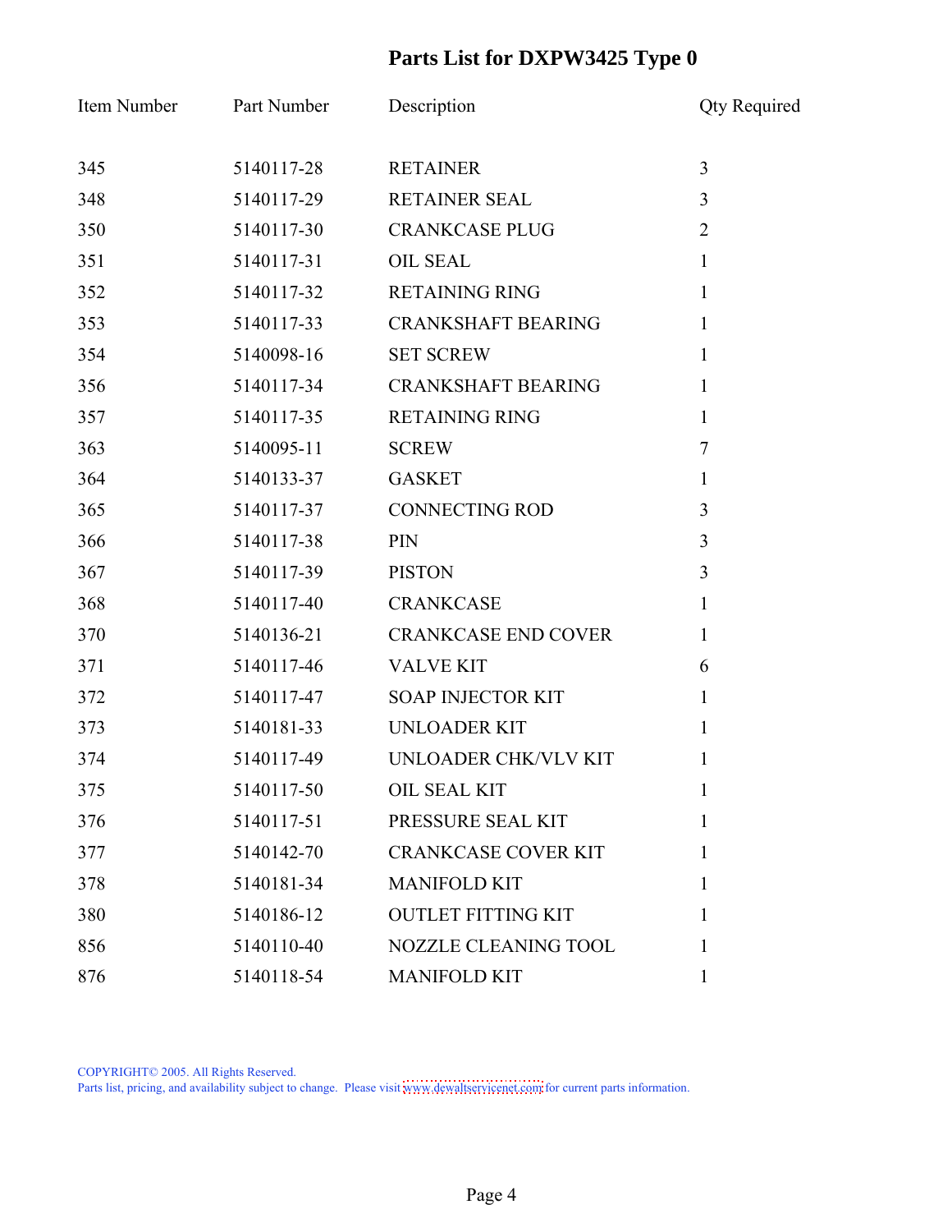# Parts List for DXPW3425 Type 0

| Item Number | Part Number | Description | Qty Required |
|---|---|---|---|
| 345 | 5140117-28 | RETAINER | 3 |
| 348 | 5140117-29 | RETAINER SEAL | 3 |
| 350 | 5140117-30 | CRANKCASE PLUG | 2 |
| 351 | 5140117-31 | OIL SEAL | 1 |
| 352 | 5140117-32 | RETAINING RING | 1 |
| 353 | 5140117-33 | CRANKSHAFT BEARING | 1 |
| 354 | 5140098-16 | SET SCREW | 1 |
| 356 | 5140117-34 | CRANKSHAFT BEARING | 1 |
| 357 | 5140117-35 | RETAINING RING | 1 |
| 363 | 5140095-11 | SCREW | 7 |
| 364 | 5140133-37 | GASKET | 1 |
| 365 | 5140117-37 | CONNECTING ROD | 3 |
| 366 | 5140117-38 | PIN | 3 |
| 367 | 5140117-39 | PISTON | 3 |
| 368 | 5140117-40 | CRANKCASE | 1 |
| 370 | 5140136-21 | CRANKCASE END COVER | 1 |
| 371 | 5140117-46 | VALVE KIT | 6 |
| 372 | 5140117-47 | SOAP INJECTOR KIT | 1 |
| 373 | 5140181-33 | UNLOADER KIT | 1 |
| 374 | 5140117-49 | UNLOADER CHK/VLV KIT | 1 |
| 375 | 5140117-50 | OIL SEAL KIT | 1 |
| 376 | 5140117-51 | PRESSURE SEAL KIT | 1 |
| 377 | 5140142-70 | CRANKCASE COVER KIT | 1 |
| 378 | 5140181-34 | MANIFOLD KIT | 1 |
| 380 | 5140186-12 | OUTLET FITTING KIT | 1 |
| 856 | 5140110-40 | NOZZLE CLEANING TOOL | 1 |
| 876 | 5140118-54 | MANIFOLD KIT | 1 |

COPYRIGHT© 2005. All Rights Reserved.
Parts list, pricing, and availability subject to change. Please visit www.dewaltservicenet.com for current parts information.